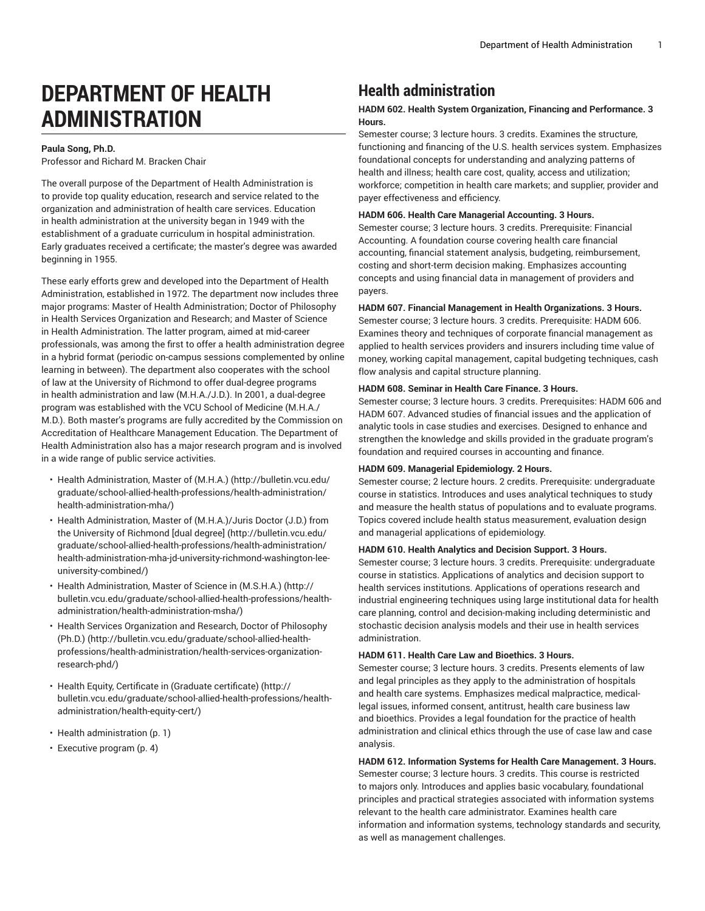# DEPARTMENT OF HEALTH ADMINISTRATION

**Paula Song, Ph.D.**
Professor and Richard M. Bracken Chair

The overall purpose of the Department of Health Administration is to provide top quality education, research and service related to the organization and administration of health care services. Education in health administration at the university began in 1949 with the establishment of a graduate curriculum in hospital administration. Early graduates received a certificate; the master's degree was awarded beginning in 1955.

These early efforts grew and developed into the Department of Health Administration, established in 1972. The department now includes three major programs: Master of Health Administration; Doctor of Philosophy in Health Services Organization and Research; and Master of Science in Health Administration. The latter program, aimed at mid-career professionals, was among the first to offer a health administration degree in a hybrid format (periodic on-campus sessions complemented by online learning in between). The department also cooperates with the school of law at the University of Richmond to offer dual-degree programs in health administration and law (M.H.A./J.D.). In 2001, a dual-degree program was established with the VCU School of Medicine (M.H.A./M.D.). Both master's programs are fully accredited by the Commission on Accreditation of Healthcare Management Education. The Department of Health Administration also has a major research program and is involved in a wide range of public service activities.

- Health Administration, Master of (M.H.A.) (http://bulletin.vcu.edu/graduate/school-allied-health-professions/health-administration/health-administration-mha/)
- Health Administration, Master of (M.H.A.)/Juris Doctor (J.D.) from the University of Richmond [dual degree] (http://bulletin.vcu.edu/graduate/school-allied-health-professions/health-administration/health-administration-mha-jd-university-richmond-washington-lee-university-combined/)
- Health Administration, Master of Science in (M.S.H.A.) (http://bulletin.vcu.edu/graduate/school-allied-health-professions/health-administration/health-administration-msha/)
- Health Services Organization and Research, Doctor of Philosophy (Ph.D.) (http://bulletin.vcu.edu/graduate/school-allied-health-professions/health-administration/health-services-organization-research-phd/)
- Health Equity, Certificate in (Graduate certificate) (http://bulletin.vcu.edu/graduate/school-allied-health-professions/health-administration/health-equity-cert/)
- Health administration (p. 1)
- Executive program (p. 4)

## Health administration

**HADM 602. Health System Organization, Financing and Performance. 3 Hours.**
Semester course; 3 lecture hours. 3 credits. Examines the structure, functioning and financing of the U.S. health services system. Emphasizes foundational concepts for understanding and analyzing patterns of health and illness; health care cost, quality, access and utilization; workforce; competition in health care markets; and supplier, provider and payer effectiveness and efficiency.

**HADM 606. Health Care Managerial Accounting. 3 Hours.**
Semester course; 3 lecture hours. 3 credits. Prerequisite: Financial Accounting. A foundation course covering health care financial accounting, financial statement analysis, budgeting, reimbursement, costing and short-term decision making. Emphasizes accounting concepts and using financial data in management of providers and payers.

**HADM 607. Financial Management in Health Organizations. 3 Hours.**
Semester course; 3 lecture hours. 3 credits. Prerequisite: HADM 606. Examines theory and techniques of corporate financial management as applied to health services providers and insurers including time value of money, working capital management, capital budgeting techniques, cash flow analysis and capital structure planning.

**HADM 608. Seminar in Health Care Finance. 3 Hours.**
Semester course; 3 lecture hours. 3 credits. Prerequisites: HADM 606 and HADM 607. Advanced studies of financial issues and the application of analytic tools in case studies and exercises. Designed to enhance and strengthen the knowledge and skills provided in the graduate program's foundation and required courses in accounting and finance.

**HADM 609. Managerial Epidemiology. 2 Hours.**
Semester course; 2 lecture hours. 2 credits. Prerequisite: undergraduate course in statistics. Introduces and uses analytical techniques to study and measure the health status of populations and to evaluate programs. Topics covered include health status measurement, evaluation design and managerial applications of epidemiology.

**HADM 610. Health Analytics and Decision Support. 3 Hours.**
Semester course; 3 lecture hours. 3 credits. Prerequisite: undergraduate course in statistics. Applications of analytics and decision support to health services institutions. Applications of operations research and industrial engineering techniques using large institutional data for health care planning, control and decision-making including deterministic and stochastic decision analysis models and their use in health services administration.

**HADM 611. Health Care Law and Bioethics. 3 Hours.**
Semester course; 3 lecture hours. 3 credits. Presents elements of law and legal principles as they apply to the administration of hospitals and health care systems. Emphasizes medical malpractice, medical-legal issues, informed consent, antitrust, health care business law and bioethics. Provides a legal foundation for the practice of health administration and clinical ethics through the use of case law and case analysis.

**HADM 612. Information Systems for Health Care Management. 3 Hours.**
Semester course; 3 lecture hours. 3 credits. This course is restricted to majors only. Introduces and applies basic vocabulary, foundational principles and practical strategies associated with information systems relevant to the health care administrator. Examines health care information and information systems, technology standards and security, as well as management challenges.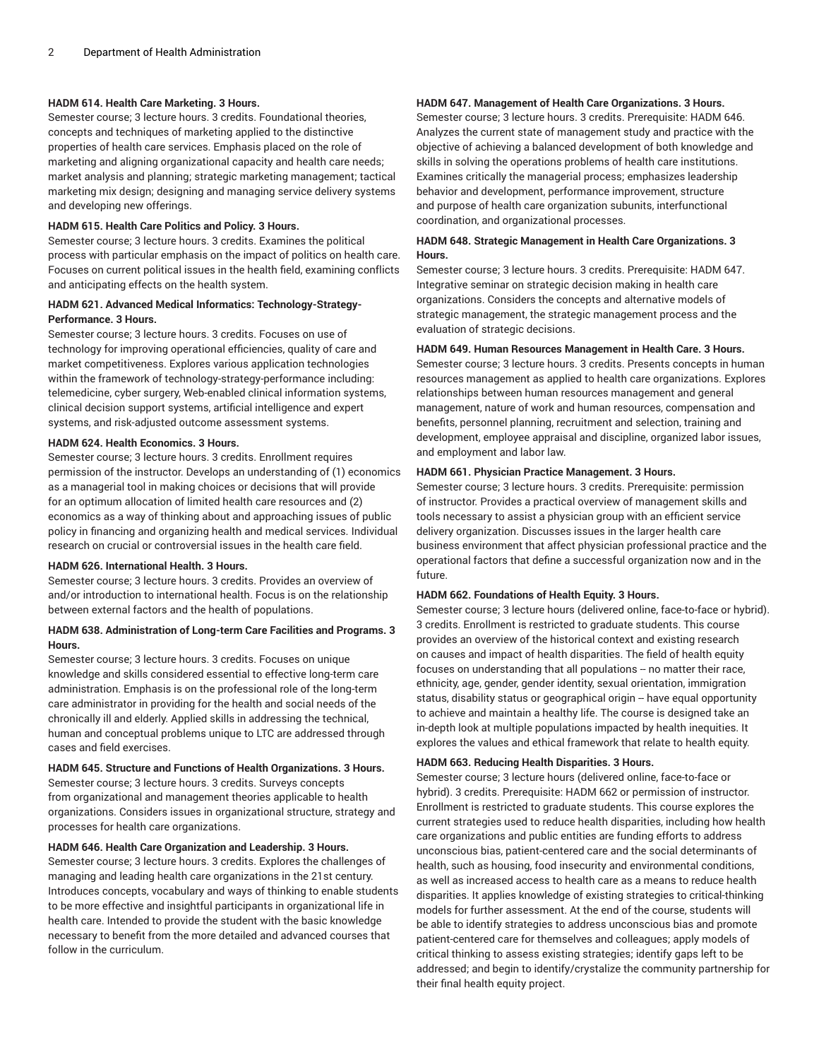**HADM 614. Health Care Marketing. 3 Hours.**
Semester course; 3 lecture hours. 3 credits. Foundational theories, concepts and techniques of marketing applied to the distinctive properties of health care services. Emphasis placed on the role of marketing and aligning organizational capacity and health care needs; market analysis and planning; strategic marketing management; tactical marketing mix design; designing and managing service delivery systems and developing new offerings.

**HADM 615. Health Care Politics and Policy. 3 Hours.**
Semester course; 3 lecture hours. 3 credits. Examines the political process with particular emphasis on the impact of politics on health care. Focuses on current political issues in the health field, examining conflicts and anticipating effects on the health system.

**HADM 621. Advanced Medical Informatics: Technology-Strategy-Performance. 3 Hours.**
Semester course; 3 lecture hours. 3 credits. Focuses on use of technology for improving operational efficiencies, quality of care and market competitiveness. Explores various application technologies within the framework of technology-strategy-performance including: telemedicine, cyber surgery, Web-enabled clinical information systems, clinical decision support systems, artificial intelligence and expert systems, and risk-adjusted outcome assessment systems.

**HADM 624. Health Economics. 3 Hours.**
Semester course; 3 lecture hours. 3 credits. Enrollment requires permission of the instructor. Develops an understanding of (1) economics as a managerial tool in making choices or decisions that will provide for an optimum allocation of limited health care resources and (2) economics as a way of thinking about and approaching issues of public policy in financing and organizing health and medical services. Individual research on crucial or controversial issues in the health care field.

**HADM 626. International Health. 3 Hours.**
Semester course; 3 lecture hours. 3 credits. Provides an overview of and/or introduction to international health. Focus is on the relationship between external factors and the health of populations.

**HADM 638. Administration of Long-term Care Facilities and Programs. 3 Hours.**
Semester course; 3 lecture hours. 3 credits. Focuses on unique knowledge and skills considered essential to effective long-term care administration. Emphasis is on the professional role of the long-term care administrator in providing for the health and social needs of the chronically ill and elderly. Applied skills in addressing the technical, human and conceptual problems unique to LTC are addressed through cases and field exercises.

**HADM 645. Structure and Functions of Health Organizations. 3 Hours.**
Semester course; 3 lecture hours. 3 credits. Surveys concepts from organizational and management theories applicable to health organizations. Considers issues in organizational structure, strategy and processes for health care organizations.

**HADM 646. Health Care Organization and Leadership. 3 Hours.**
Semester course; 3 lecture hours. 3 credits. Explores the challenges of managing and leading health care organizations in the 21st century. Introduces concepts, vocabulary and ways of thinking to enable students to be more effective and insightful participants in organizational life in health care. Intended to provide the student with the basic knowledge necessary to benefit from the more detailed and advanced courses that follow in the curriculum.

**HADM 647. Management of Health Care Organizations. 3 Hours.**
Semester course; 3 lecture hours. 3 credits. Prerequisite: HADM 646. Analyzes the current state of management study and practice with the objective of achieving a balanced development of both knowledge and skills in solving the operations problems of health care institutions. Examines critically the managerial process; emphasizes leadership behavior and development, performance improvement, structure and purpose of health care organization subunits, interfunctional coordination, and organizational processes.

**HADM 648. Strategic Management in Health Care Organizations. 3 Hours.**
Semester course; 3 lecture hours. 3 credits. Prerequisite: HADM 647. Integrative seminar on strategic decision making in health care organizations. Considers the concepts and alternative models of strategic management, the strategic management process and the evaluation of strategic decisions.

**HADM 649. Human Resources Management in Health Care. 3 Hours.**
Semester course; 3 lecture hours. 3 credits. Presents concepts in human resources management as applied to health care organizations. Explores relationships between human resources management and general management, nature of work and human resources, compensation and benefits, personnel planning, recruitment and selection, training and development, employee appraisal and discipline, organized labor issues, and employment and labor law.

**HADM 661. Physician Practice Management. 3 Hours.**
Semester course; 3 lecture hours. 3 credits. Prerequisite: permission of instructor. Provides a practical overview of management skills and tools necessary to assist a physician group with an efficient service delivery organization. Discusses issues in the larger health care business environment that affect physician professional practice and the operational factors that define a successful organization now and in the future.

**HADM 662. Foundations of Health Equity. 3 Hours.**
Semester course; 3 lecture hours (delivered online, face-to-face or hybrid). 3 credits. Enrollment is restricted to graduate students. This course provides an overview of the historical context and existing research on causes and impact of health disparities. The field of health equity focuses on understanding that all populations -- no matter their race, ethnicity, age, gender, gender identity, sexual orientation, immigration status, disability status or geographical origin -- have equal opportunity to achieve and maintain a healthy life. The course is designed take an in-depth look at multiple populations impacted by health inequities. It explores the values and ethical framework that relate to health equity.

**HADM 663. Reducing Health Disparities. 3 Hours.**
Semester course; 3 lecture hours (delivered online, face-to-face or hybrid). 3 credits. Prerequisite: HADM 662 or permission of instructor. Enrollment is restricted to graduate students. This course explores the current strategies used to reduce health disparities, including how health care organizations and public entities are funding efforts to address unconscious bias, patient-centered care and the social determinants of health, such as housing, food insecurity and environmental conditions, as well as increased access to health care as a means to reduce health disparities. It applies knowledge of existing strategies to critical-thinking models for further assessment. At the end of the course, students will be able to identify strategies to address unconscious bias and promote patient-centered care for themselves and colleagues; apply models of critical thinking to assess existing strategies; identify gaps left to be addressed; and begin to identify/crystalize the community partnership for their final health equity project.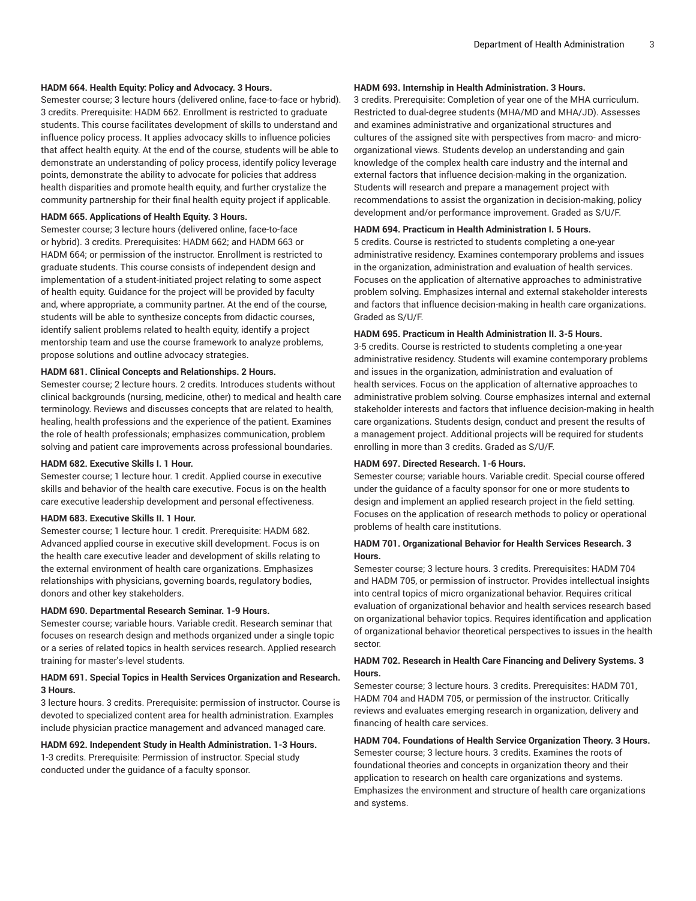**HADM 664. Health Equity: Policy and Advocacy. 3 Hours.**

Semester course; 3 lecture hours (delivered online, face-to-face or hybrid). 3 credits. Prerequisite: HADM 662. Enrollment is restricted to graduate students. This course facilitates development of skills to understand and influence policy process. It applies advocacy skills to influence policies that affect health equity. At the end of the course, students will be able to demonstrate an understanding of policy process, identify policy leverage points, demonstrate the ability to advocate for policies that address health disparities and promote health equity, and further crystalize the community partnership for their final health equity project if applicable.

**HADM 665. Applications of Health Equity. 3 Hours.**

Semester course; 3 lecture hours (delivered online, face-to-face or hybrid). 3 credits. Prerequisites: HADM 662; and HADM 663 or HADM 664; or permission of the instructor. Enrollment is restricted to graduate students. This course consists of independent design and implementation of a student-initiated project relating to some aspect of health equity. Guidance for the project will be provided by faculty and, where appropriate, a community partner. At the end of the course, students will be able to synthesize concepts from didactic courses, identify salient problems related to health equity, identify a project mentorship team and use the course framework to analyze problems, propose solutions and outline advocacy strategies.

**HADM 681. Clinical Concepts and Relationships. 2 Hours.**

Semester course; 2 lecture hours. 2 credits. Introduces students without clinical backgrounds (nursing, medicine, other) to medical and health care terminology. Reviews and discusses concepts that are related to health, healing, health professions and the experience of the patient. Examines the role of health professionals; emphasizes communication, problem solving and patient care improvements across professional boundaries.

**HADM 682. Executive Skills I. 1 Hour.**

Semester course; 1 lecture hour. 1 credit. Applied course in executive skills and behavior of the health care executive. Focus is on the health care executive leadership development and personal effectiveness.

**HADM 683. Executive Skills II. 1 Hour.**

Semester course; 1 lecture hour. 1 credit. Prerequisite: HADM 682. Advanced applied course in executive skill development. Focus is on the health care executive leader and development of skills relating to the external environment of health care organizations. Emphasizes relationships with physicians, governing boards, regulatory bodies, donors and other key stakeholders.

**HADM 690. Departmental Research Seminar. 1-9 Hours.**

Semester course; variable hours. Variable credit. Research seminar that focuses on research design and methods organized under a single topic or a series of related topics in health services research. Applied research training for master's-level students.

**HADM 691. Special Topics in Health Services Organization and Research. 3 Hours.**

3 lecture hours. 3 credits. Prerequisite: permission of instructor. Course is devoted to specialized content area for health administration. Examples include physician practice management and advanced managed care.

**HADM 692. Independent Study in Health Administration. 1-3 Hours.**

1-3 credits. Prerequisite: Permission of instructor. Special study conducted under the guidance of a faculty sponsor.

**HADM 693. Internship in Health Administration. 3 Hours.**

3 credits. Prerequisite: Completion of year one of the MHA curriculum. Restricted to dual-degree students (MHA/MD and MHA/JD). Assesses and examines administrative and organizational structures and cultures of the assigned site with perspectives from macro- and micro-organizational views. Students develop an understanding and gain knowledge of the complex health care industry and the internal and external factors that influence decision-making in the organization. Students will research and prepare a management project with recommendations to assist the organization in decision-making, policy development and/or performance improvement. Graded as S/U/F.

**HADM 694. Practicum in Health Administration I. 5 Hours.**

5 credits. Course is restricted to students completing a one-year administrative residency. Examines contemporary problems and issues in the organization, administration and evaluation of health services. Focuses on the application of alternative approaches to administrative problem solving. Emphasizes internal and external stakeholder interests and factors that influence decision-making in health care organizations. Graded as S/U/F.

**HADM 695. Practicum in Health Administration II. 3-5 Hours.**

3-5 credits. Course is restricted to students completing a one-year administrative residency. Students will examine contemporary problems and issues in the organization, administration and evaluation of health services. Focus on the application of alternative approaches to administrative problem solving. Course emphasizes internal and external stakeholder interests and factors that influence decision-making in health care organizations. Students design, conduct and present the results of a management project. Additional projects will be required for students enrolling in more than 3 credits. Graded as S/U/F.

**HADM 697. Directed Research. 1-6 Hours.**

Semester course; variable hours. Variable credit. Special course offered under the guidance of a faculty sponsor for one or more students to design and implement an applied research project in the field setting. Focuses on the application of research methods to policy or operational problems of health care institutions.

**HADM 701. Organizational Behavior for Health Services Research. 3 Hours.**

Semester course; 3 lecture hours. 3 credits. Prerequisites: HADM 704 and HADM 705, or permission of instructor. Provides intellectual insights into central topics of micro organizational behavior. Requires critical evaluation of organizational behavior and health services research based on organizational behavior topics. Requires identification and application of organizational behavior theoretical perspectives to issues in the health sector.

**HADM 702. Research in Health Care Financing and Delivery Systems. 3 Hours.**

Semester course; 3 lecture hours. 3 credits. Prerequisites: HADM 701, HADM 704 and HADM 705, or permission of the instructor. Critically reviews and evaluates emerging research in organization, delivery and financing of health care services.

**HADM 704. Foundations of Health Service Organization Theory. 3 Hours.**

Semester course; 3 lecture hours. 3 credits. Examines the roots of foundational theories and concepts in organization theory and their application to research on health care organizations and systems. Emphasizes the environment and structure of health care organizations and systems.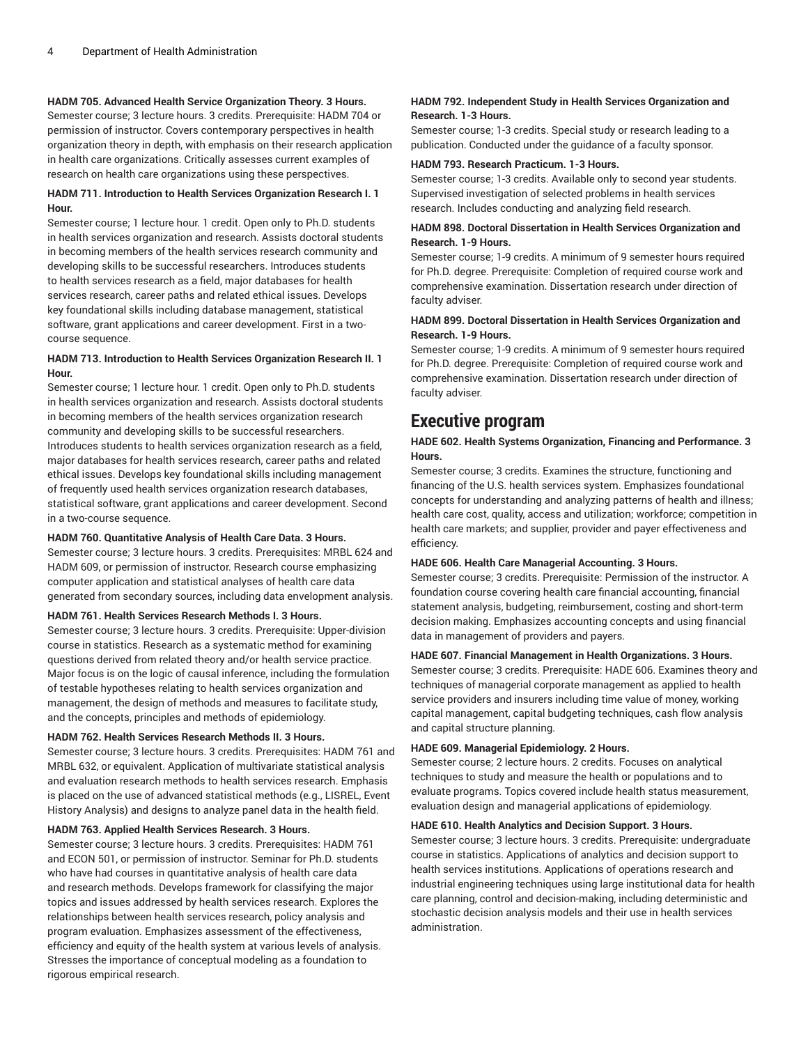**HADM 705. Advanced Health Service Organization Theory. 3 Hours.**
Semester course; 3 lecture hours. 3 credits. Prerequisite: HADM 704 or permission of instructor. Covers contemporary perspectives in health organization theory in depth, with emphasis on their research application in health care organizations. Critically assesses current examples of research on health care organizations using these perspectives.

**HADM 711. Introduction to Health Services Organization Research I. 1 Hour.**
Semester course; 1 lecture hour. 1 credit. Open only to Ph.D. students in health services organization and research. Assists doctoral students in becoming members of the health services research community and developing skills to be successful researchers. Introduces students to health services research as a field, major databases for health services research, career paths and related ethical issues. Develops key foundational skills including database management, statistical software, grant applications and career development. First in a two-course sequence.

**HADM 713. Introduction to Health Services Organization Research II. 1 Hour.**
Semester course; 1 lecture hour. 1 credit. Open only to Ph.D. students in health services organization and research. Assists doctoral students in becoming members of the health services organization research community and developing skills to be successful researchers. Introduces students to health services organization research as a field, major databases for health services research, career paths and related ethical issues. Develops key foundational skills including management of frequently used health services organization research databases, statistical software, grant applications and career development. Second in a two-course sequence.

**HADM 760. Quantitative Analysis of Health Care Data. 3 Hours.**
Semester course; 3 lecture hours. 3 credits. Prerequisites: MRBL 624 and HADM 609, or permission of instructor. Research course emphasizing computer application and statistical analyses of health care data generated from secondary sources, including data envelopment analysis.

**HADM 761. Health Services Research Methods I. 3 Hours.**
Semester course; 3 lecture hours. 3 credits. Prerequisite: Upper-division course in statistics. Research as a systematic method for examining questions derived from related theory and/or health service practice. Major focus is on the logic of causal inference, including the formulation of testable hypotheses relating to health services organization and management, the design of methods and measures to facilitate study, and the concepts, principles and methods of epidemiology.

**HADM 762. Health Services Research Methods II. 3 Hours.**
Semester course; 3 lecture hours. 3 credits. Prerequisites: HADM 761 and MRBL 632, or equivalent. Application of multivariate statistical analysis and evaluation research methods to health services research. Emphasis is placed on the use of advanced statistical methods (e.g., LISREL, Event History Analysis) and designs to analyze panel data in the health field.

**HADM 763. Applied Health Services Research. 3 Hours.**
Semester course; 3 lecture hours. 3 credits. Prerequisites: HADM 761 and ECON 501, or permission of instructor. Seminar for Ph.D. students who have had courses in quantitative analysis of health care data and research methods. Develops framework for classifying the major topics and issues addressed by health services research. Explores the relationships between health services research, policy analysis and program evaluation. Emphasizes assessment of the effectiveness, efficiency and equity of the health system at various levels of analysis. Stresses the importance of conceptual modeling as a foundation to rigorous empirical research.

**HADM 792. Independent Study in Health Services Organization and Research. 1-3 Hours.**
Semester course; 1-3 credits. Special study or research leading to a publication. Conducted under the guidance of a faculty sponsor.

**HADM 793. Research Practicum. 1-3 Hours.**
Semester course; 1-3 credits. Available only to second year students. Supervised investigation of selected problems in health services research. Includes conducting and analyzing field research.

**HADM 898. Doctoral Dissertation in Health Services Organization and Research. 1-9 Hours.**
Semester course; 1-9 credits. A minimum of 9 semester hours required for Ph.D. degree. Prerequisite: Completion of required course work and comprehensive examination. Dissertation research under direction of faculty adviser.

**HADM 899. Doctoral Dissertation in Health Services Organization and Research. 1-9 Hours.**
Semester course; 1-9 credits. A minimum of 9 semester hours required for Ph.D. degree. Prerequisite: Completion of required course work and comprehensive examination. Dissertation research under direction of faculty adviser.

## Executive program

**HADE 602. Health Systems Organization, Financing and Performance. 3 Hours.**
Semester course; 3 credits. Examines the structure, functioning and financing of the U.S. health services system. Emphasizes foundational concepts for understanding and analyzing patterns of health and illness; health care cost, quality, access and utilization; workforce; competition in health care markets; and supplier, provider and payer effectiveness and efficiency.

**HADE 606. Health Care Managerial Accounting. 3 Hours.**
Semester course; 3 credits. Prerequisite: Permission of the instructor. A foundation course covering health care financial accounting, financial statement analysis, budgeting, reimbursement, costing and short-term decision making. Emphasizes accounting concepts and using financial data in management of providers and payers.

**HADE 607. Financial Management in Health Organizations. 3 Hours.**
Semester course; 3 credits. Prerequisite: HADE 606. Examines theory and techniques of managerial corporate management as applied to health service providers and insurers including time value of money, working capital management, capital budgeting techniques, cash flow analysis and capital structure planning.

**HADE 609. Managerial Epidemiology. 2 Hours.**
Semester course; 2 lecture hours. 2 credits. Focuses on analytical techniques to study and measure the health or populations and to evaluate programs. Topics covered include health status measurement, evaluation design and managerial applications of epidemiology.

**HADE 610. Health Analytics and Decision Support. 3 Hours.**
Semester course; 3 lecture hours. 3 credits. Prerequisite: undergraduate course in statistics. Applications of analytics and decision support to health services institutions. Applications of operations research and industrial engineering techniques using large institutional data for health care planning, control and decision-making, including deterministic and stochastic decision analysis models and their use in health services administration.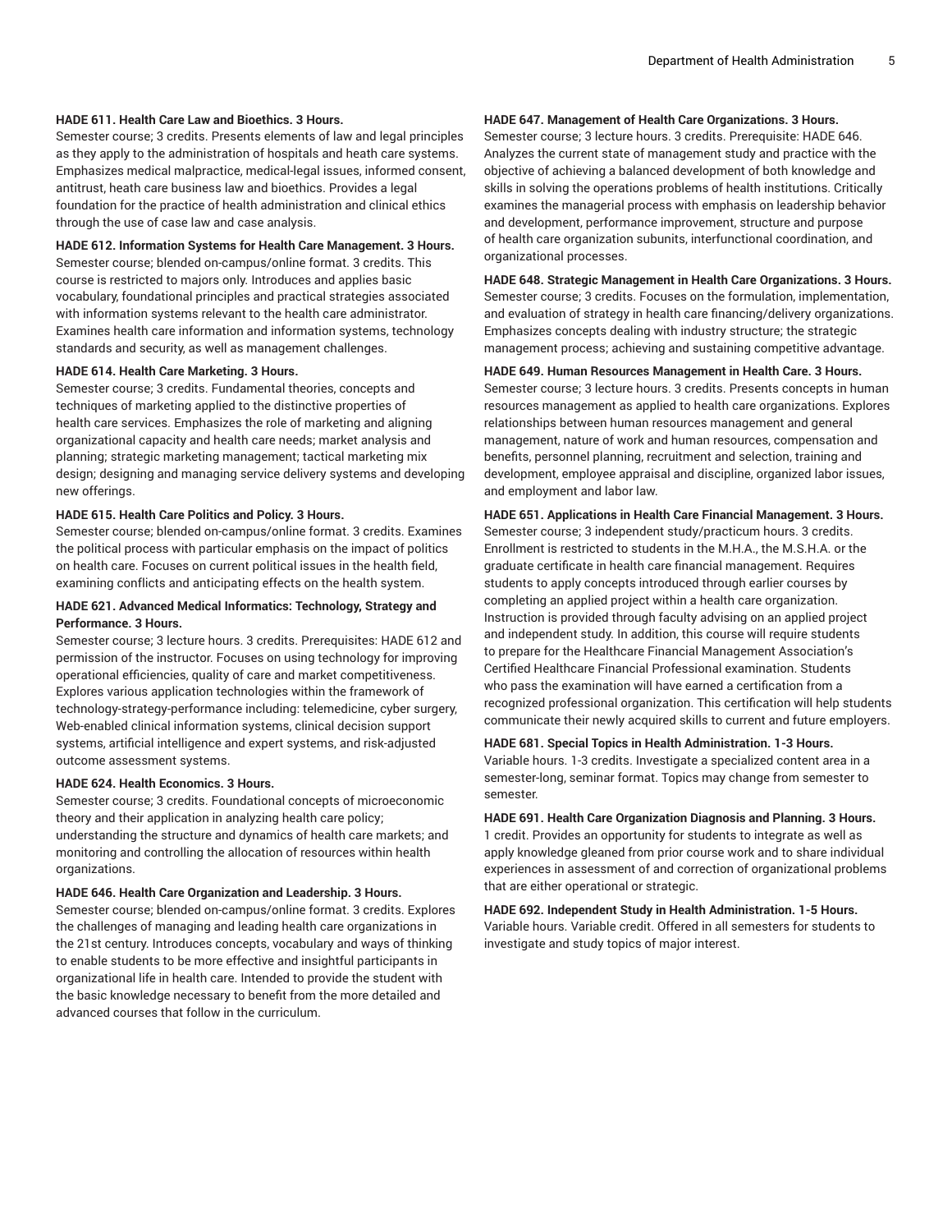**HADE 611. Health Care Law and Bioethics. 3 Hours.**

Semester course; 3 credits. Presents elements of law and legal principles as they apply to the administration of hospitals and heath care systems. Emphasizes medical malpractice, medical-legal issues, informed consent, antitrust, heath care business law and bioethics. Provides a legal foundation for the practice of health administration and clinical ethics through the use of case law and case analysis.

**HADE 612. Information Systems for Health Care Management. 3 Hours.**

Semester course; blended on-campus/online format. 3 credits. This course is restricted to majors only. Introduces and applies basic vocabulary, foundational principles and practical strategies associated with information systems relevant to the health care administrator. Examines health care information and information systems, technology standards and security, as well as management challenges.

**HADE 614. Health Care Marketing. 3 Hours.**

Semester course; 3 credits. Fundamental theories, concepts and techniques of marketing applied to the distinctive properties of health care services. Emphasizes the role of marketing and aligning organizational capacity and health care needs; market analysis and planning; strategic marketing management; tactical marketing mix design; designing and managing service delivery systems and developing new offerings.

**HADE 615. Health Care Politics and Policy. 3 Hours.**

Semester course; blended on-campus/online format. 3 credits. Examines the political process with particular emphasis on the impact of politics on health care. Focuses on current political issues in the health field, examining conflicts and anticipating effects on the health system.

**HADE 621. Advanced Medical Informatics: Technology, Strategy and Performance. 3 Hours.**

Semester course; 3 lecture hours. 3 credits. Prerequisites: HADE 612 and permission of the instructor. Focuses on using technology for improving operational efficiencies, quality of care and market competitiveness. Explores various application technologies within the framework of technology-strategy-performance including: telemedicine, cyber surgery, Web-enabled clinical information systems, clinical decision support systems, artificial intelligence and expert systems, and risk-adjusted outcome assessment systems.

**HADE 624. Health Economics. 3 Hours.**

Semester course; 3 credits. Foundational concepts of microeconomic theory and their application in analyzing health care policy; understanding the structure and dynamics of health care markets; and monitoring and controlling the allocation of resources within health organizations.

**HADE 646. Health Care Organization and Leadership. 3 Hours.**

Semester course; blended on-campus/online format. 3 credits. Explores the challenges of managing and leading health care organizations in the 21st century. Introduces concepts, vocabulary and ways of thinking to enable students to be more effective and insightful participants in organizational life in health care. Intended to provide the student with the basic knowledge necessary to benefit from the more detailed and advanced courses that follow in the curriculum.

**HADE 647. Management of Health Care Organizations. 3 Hours.**

Semester course; 3 lecture hours. 3 credits. Prerequisite: HADE 646. Analyzes the current state of management study and practice with the objective of achieving a balanced development of both knowledge and skills in solving the operations problems of health institutions. Critically examines the managerial process with emphasis on leadership behavior and development, performance improvement, structure and purpose of health care organization subunits, interfunctional coordination, and organizational processes.

**HADE 648. Strategic Management in Health Care Organizations. 3 Hours.**

Semester course; 3 credits. Focuses on the formulation, implementation, and evaluation of strategy in health care financing/delivery organizations. Emphasizes concepts dealing with industry structure; the strategic management process; achieving and sustaining competitive advantage.

**HADE 649. Human Resources Management in Health Care. 3 Hours.**

Semester course; 3 lecture hours. 3 credits. Presents concepts in human resources management as applied to health care organizations. Explores relationships between human resources management and general management, nature of work and human resources, compensation and benefits, personnel planning, recruitment and selection, training and development, employee appraisal and discipline, organized labor issues, and employment and labor law.

**HADE 651. Applications in Health Care Financial Management. 3 Hours.**

Semester course; 3 independent study/practicum hours. 3 credits. Enrollment is restricted to students in the M.H.A., the M.S.H.A. or the graduate certificate in health care financial management. Requires students to apply concepts introduced through earlier courses by completing an applied project within a health care organization. Instruction is provided through faculty advising on an applied project and independent study. In addition, this course will require students to prepare for the Healthcare Financial Management Association's Certified Healthcare Financial Professional examination. Students who pass the examination will have earned a certification from a recognized professional organization. This certification will help students communicate their newly acquired skills to current and future employers.

**HADE 681. Special Topics in Health Administration. 1-3 Hours.**

Variable hours. 1-3 credits. Investigate a specialized content area in a semester-long, seminar format. Topics may change from semester to semester.

**HADE 691. Health Care Organization Diagnosis and Planning. 3 Hours.**

1 credit. Provides an opportunity for students to integrate as well as apply knowledge gleaned from prior course work and to share individual experiences in assessment of and correction of organizational problems that are either operational or strategic.

**HADE 692. Independent Study in Health Administration. 1-5 Hours.**

Variable hours. Variable credit. Offered in all semesters for students to investigate and study topics of major interest.